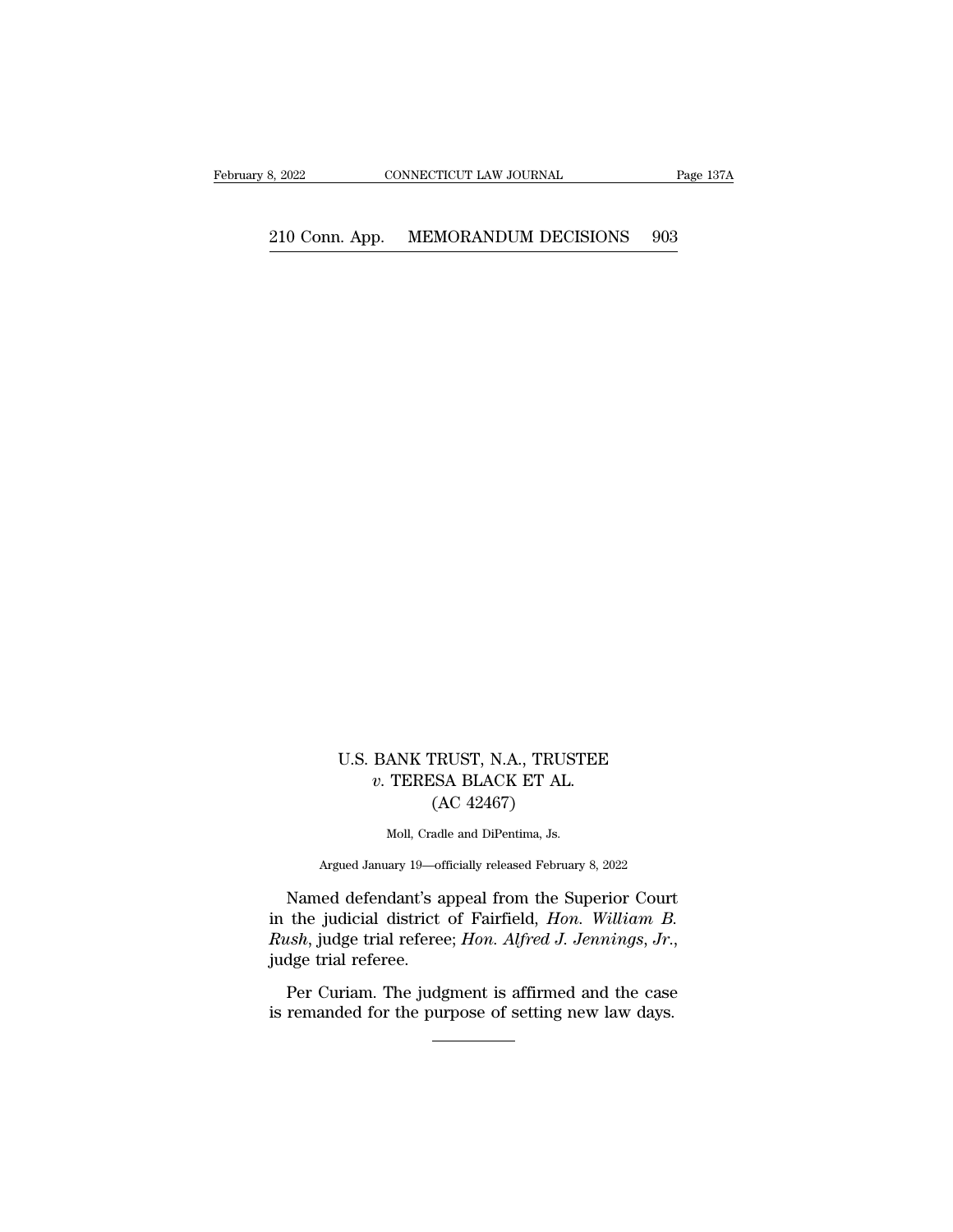U.S. BANK TRUST, N.A., TRUSTEE
*v.* TERESA BLACK ET AL.
(AC 42467)

Moll, Cradle and DiPentima, Js.

Argued January 19—officially released February 8, 2022

Named defendant's appeal from the Superior Court in the judicial district of Fairfield, *Hon. William B. Rush*, judge trial referee; *Hon. Alfred J. Jennings, Jr.*, judge trial referee.

Per Curiam. The judgment is affirmed and the case is remanded for the purpose of setting new law days.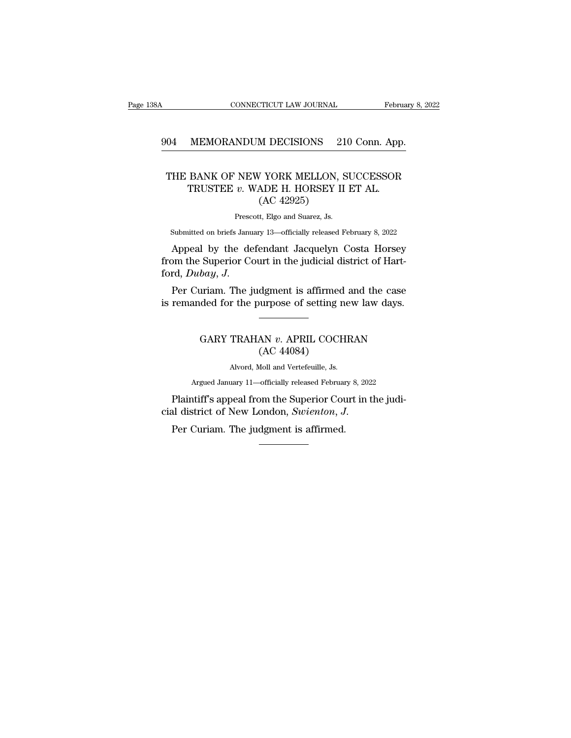## THE BANK OF NEW YORK MELLON, SUCCESSOR TRUSTEE *v.* WADE H. HORSEY II ET AL.
(AC 42925)

Prescott, Elgo and Suarez, Js.

Submitted on briefs January 13—officially released February 8, 2022

Appeal by the defendant Jacquelyn Costa Horsey from the Superior Court in the judicial district of Hartford, *Dubay*, *J*.

Per Curiam. The judgment is affirmed and the case is remanded for the purpose of setting new law days.

---

## GARY TRAHAN *v.* APRIL COCHRAN
(AC 44084)

Alvord, Moll and Vertefeuille, Js.

Argued January 11—officially released February 8, 2022

Plaintiff's appeal from the Superior Court in the judicial district of New London, *Swienton*, *J*.

Per Curiam. The judgment is affirmed.

---